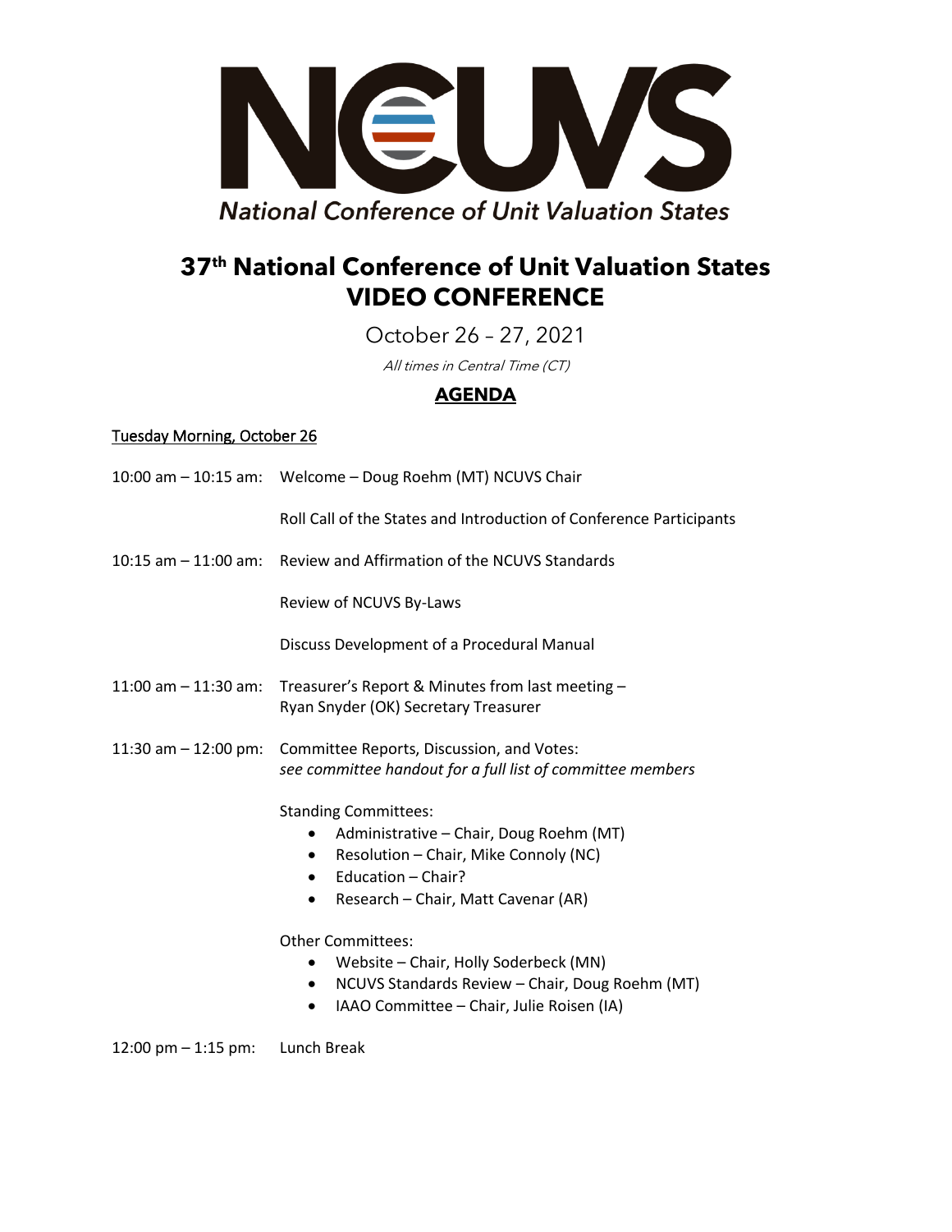NCUVS

National Conference of Unit Valuation States

# 37th National Conference of Unit Valuation States VIDEO CONFERENCE

October 26 – 27, 2021

*All times in Central Time (CT)*

## AGENDA

Tuesday Morning, October 26

10:00 am – 10:15 am: Welcome – Doug Roehm (MT) NCUVS Chair

Roll Call of the States and Introduction of Conference Participants

10:15 am – 11:00 am: Review and Affirmation of the NCUVS Standards

Review of NCUVS By-Laws

Discuss Development of a Procedural Manual

11:00 am – 11:30 am: Treasurer's Report & Minutes from last meeting – Ryan Snyder (OK) Secretary Treasurer

11:30 am – 12:00 pm: Committee Reports, Discussion, and Votes:
*see committee handout for a full list of committee members*

Standing Committees:

- Administrative – Chair, Doug Roehm (MT)
- Resolution – Chair, Mike Connoly (NC)
- Education – Chair?
- Research – Chair, Matt Cavenar (AR)

Other Committees:

- Website – Chair, Holly Soderbeck (MN)
- NCUVS Standards Review – Chair, Doug Roehm (MT)
- IAAO Committee – Chair, Julie Roisen (IA)

12:00 pm – 1:15 pm: Lunch Break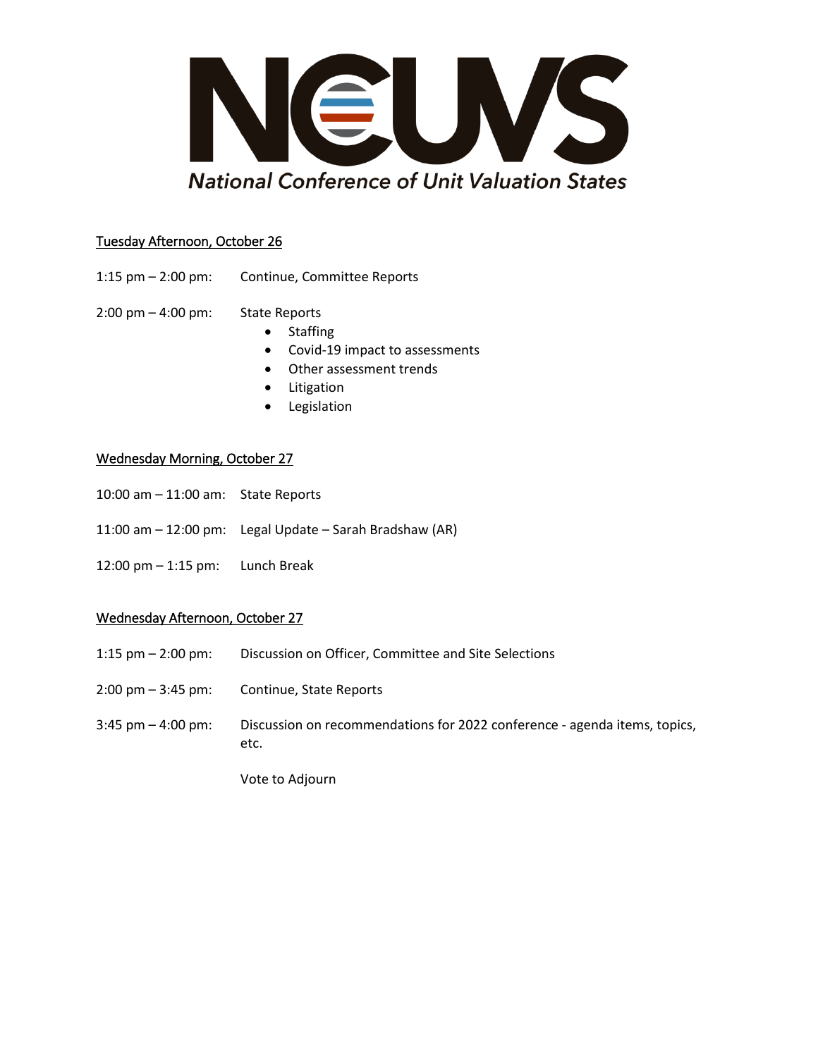NCUVS

National Conference of Unit Valuation States

Tuesday Afternoon, October 26

1:15 pm – 2:00 pm: Continue, Committee Reports

2:00 pm – 4:00 pm: State Reports

- Staffing
- Covid-19 impact to assessments
- Other assessment trends
- Litigation
- Legislation

Wednesday Morning, October 27

10:00 am – 11:00 am: State Reports

11:00 am – 12:00 pm: Legal Update – Sarah Bradshaw (AR)

12:00 pm – 1:15 pm: Lunch Break

Wednesday Afternoon, October 27

1:15 pm – 2:00 pm: Discussion on Officer, Committee and Site Selections

2:00 pm – 3:45 pm: Continue, State Reports

3:45 pm – 4:00 pm: Discussion on recommendations for 2022 conference - agenda items, topics, etc.

Vote to Adjourn